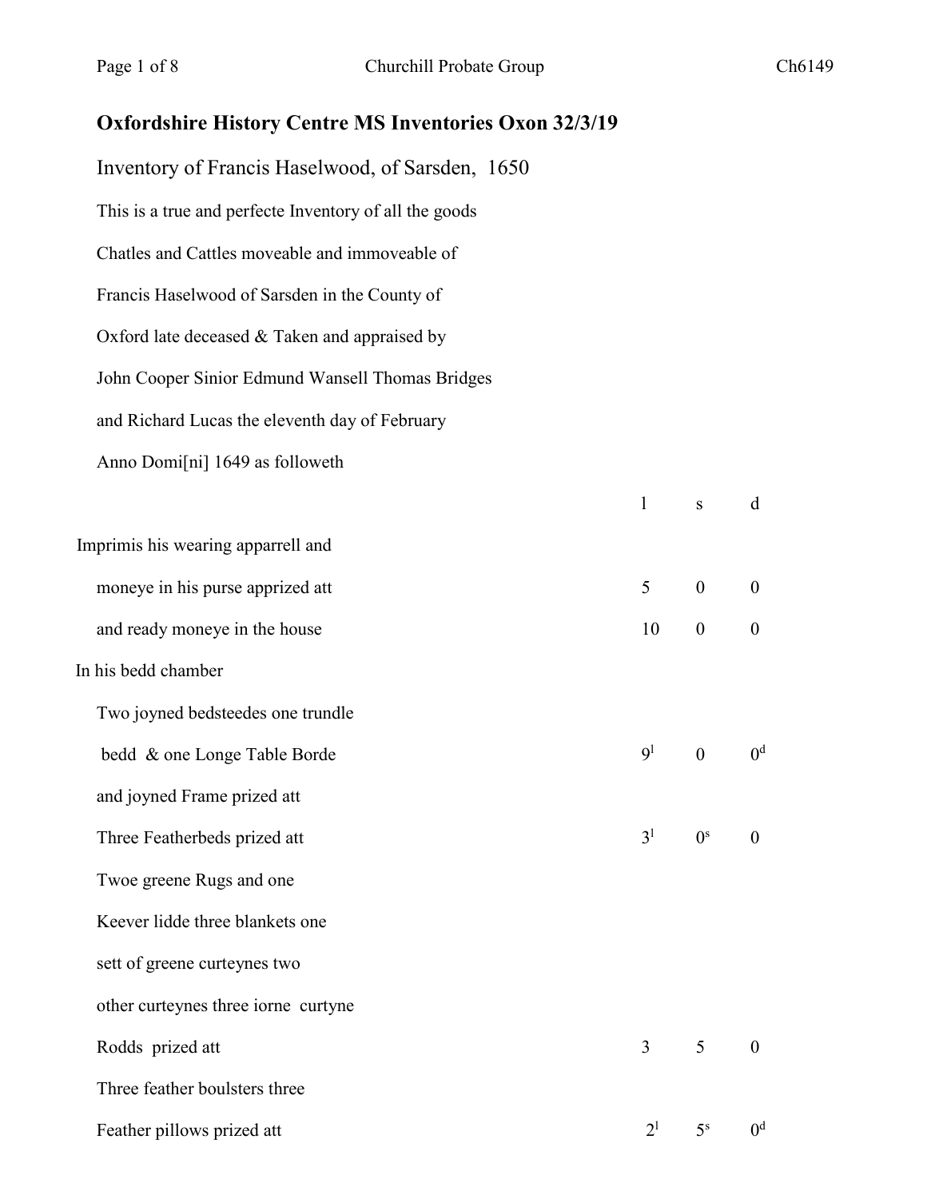# Oxfordshire History Centre MS Inventories Oxon 32/3/19

## Inventory of Francis Haselwood, of Sarsden, 1650

This is a true and perfecte Inventory of all the goods

Chatles and Cattles moveable and immoveable of

Francis Haselwood of Sarsden in the County of

Oxford late deceased & Taken and appraised by

John Cooper Sinior Edmund Wansell Thomas Bridges

and Richard Lucas the eleventh day of February

Anno Domi[ni] 1649 as followeth

| | l | s | d |
|---|---|---|---|
| Imprimis his wearing apparrell and | | | |
| moneye in his purse apprized att | 5 | 0 | 0 |
| and ready moneye in the house | 10 | 0 | 0 |
| In his bedd chamber | | | |
| Two joyned bedsteedes one trundle | | | |
| bedd & one Longe Table Borde | $9^{l}$ | 0 | $0^{d}$ |
| and joyned Frame prized att | | | |
| Three Featherbeds prized att | $3^{l}$ | $0^{s}$ | 0 |
| Twoe greene Rugs and one | | | |
| Keever lidde three blankets one | | | |
| sett of greene curteynes two | | | |
| other curteynes three iorne curtyne | | | |
| Rodds prized att | 3 | 5 | 0 |
| Three feather boulsters three | | | |
| Feather pillows prized att | $2^{l}$ | $5^{s}$ | $0^{d}$ |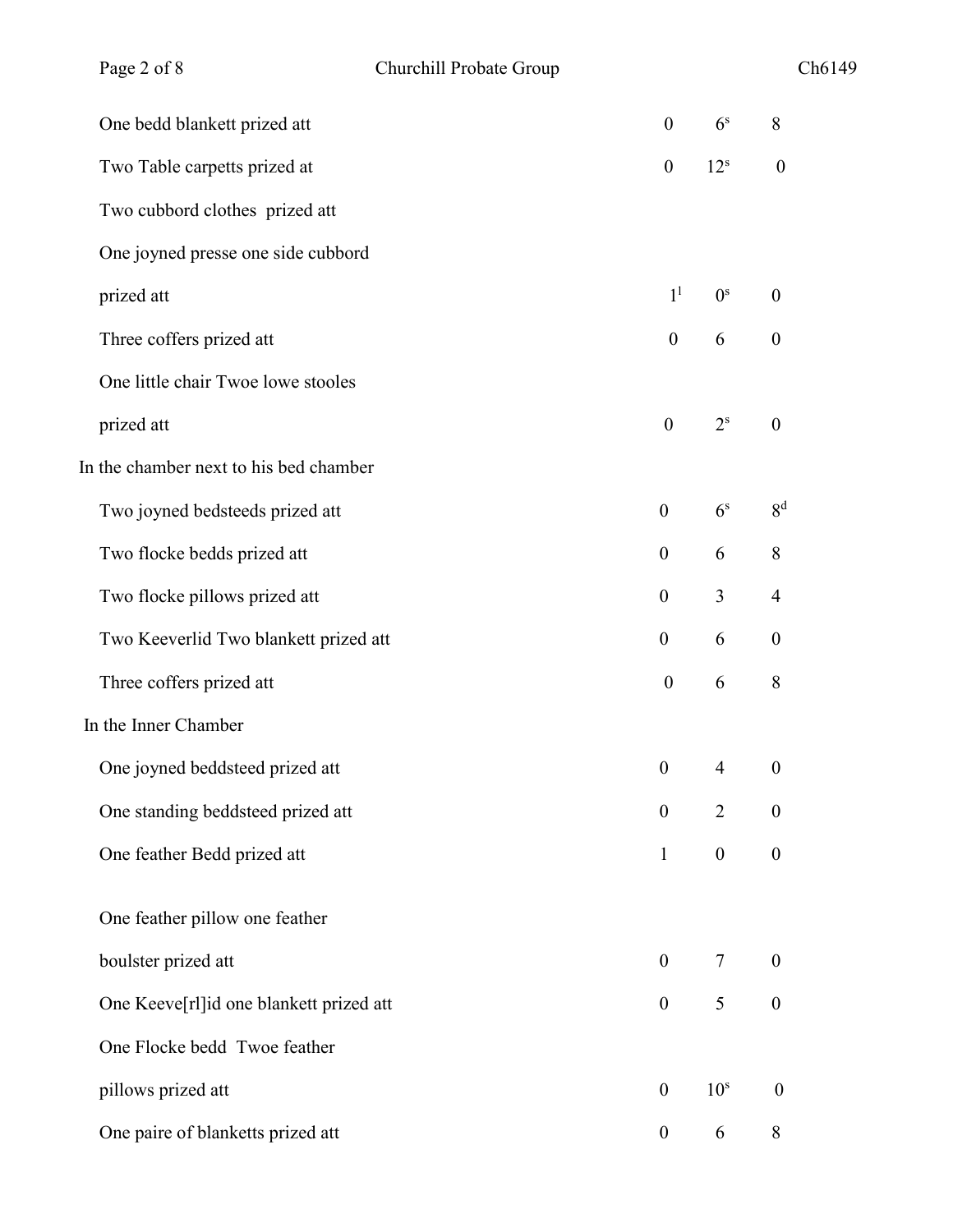| Item | £ | s | d |
|---|---|---|---|
| One bedd blankett prized att | 0 | 6$^{s}$ | 8 |
| Two Table carpetts prized at | 0 | 12$^{s}$ | 0 |
| Two cubbord clothes prized att | | | |
| One joyned presse one side cubbord | | | |
| prized att | 1$^{l}$ | 0$^{s}$ | 0 |
| Three coffers prized att | 0 | 6 | 0 |
| One little chair Twoe lowe stooles | | | |
| prized att | 0 | 2$^{s}$ | 0 |
| **In the chamber next to his bed chamber** | | | |
| Two joyned bedsteeds prized att | 0 | 6$^{s}$ | 8$^{d}$ |
| Two flocke bedds prized att | 0 | 6 | 8 |
| Two flocke pillows prized att | 0 | 3 | 4 |
| Two Keeverlid Two blankett prized att | 0 | 6 | 0 |
| Three coffers prized att | 0 | 6 | 8 |
| **In the Inner Chamber** | | | |
| One joyned beddsteed prized att | 0 | 4 | 0 |
| One standing beddsteed prized att | 0 | 2 | 0 |
| One feather Bedd prized att | 1 | 0 | 0 |
| One feather pillow one feather | | | |
| boulster prized att | 0 | 7 | 0 |
| One Keeve[rl]id one blankett prized att | 0 | 5 | 0 |
| One Flocke bedd Twoe feather | | | |
| pillows prized att | 0 | 10$^{s}$ | 0 |
| One paire of blanketts prized att | 0 | 6 | 8 |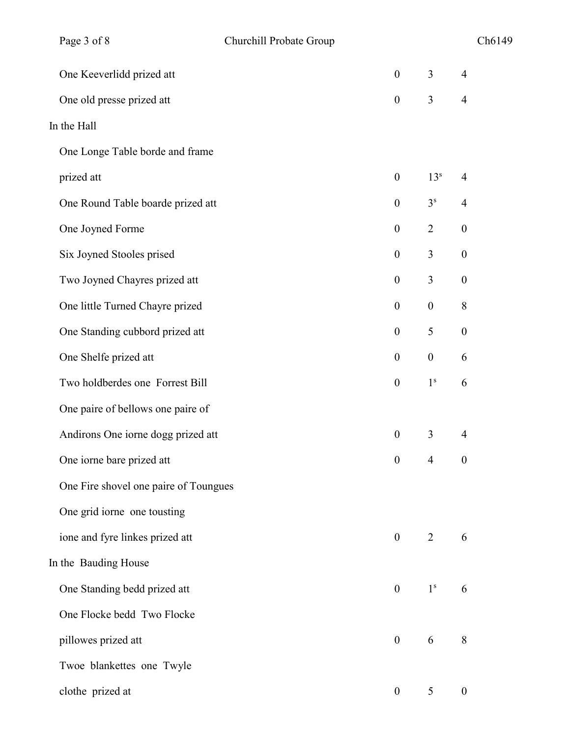| | | | |
|---|---|---|---|
| One Keeverlidd prized att | 0 | 3 | 4 |
| One old presse prized att | 0 | 3 | 4 |
| In the Hall | | | |
| One Longe Table borde and frame | | | |
| prized att | 0 | 13$^{s}$ | 4 |
| One Round Table boarde prized att | 0 | 3$^{s}$ | 4 |
| One Joyned Forme | 0 | 2 | 0 |
| Six Joyned Stooles prised | 0 | 3 | 0 |
| Two Joyned Chayres prized att | 0 | 3 | 0 |
| One little Turned Chayre prized | 0 | 0 | 8 |
| One Standing cubbord prized att | 0 | 5 | 0 |
| One Shelfe prized att | 0 | 0 | 6 |
| Two holdberdes one Forrest Bill | 0 | 1$^{s}$ | 6 |
| One paire of bellows one paire of | | | |
| Andirons One iorne dogg prized att | 0 | 3 | 4 |
| One iorne bare prized att | 0 | 4 | 0 |
| One Fire shovel one paire of Toungues | | | |
| One grid iorne one tousting | | | |
| ione and fyre linkes prized att | 0 | 2 | 6 |
| In the Bauding House | | | |
| One Standing bedd prized att | 0 | 1$^{s}$ | 6 |
| One Flocke bedd Two Flocke | | | |
| pillowes prized att | 0 | 6 | 8 |
| Twoe blankettes one Twyle | | | |
| clothe prized at | 0 | 5 | 0 |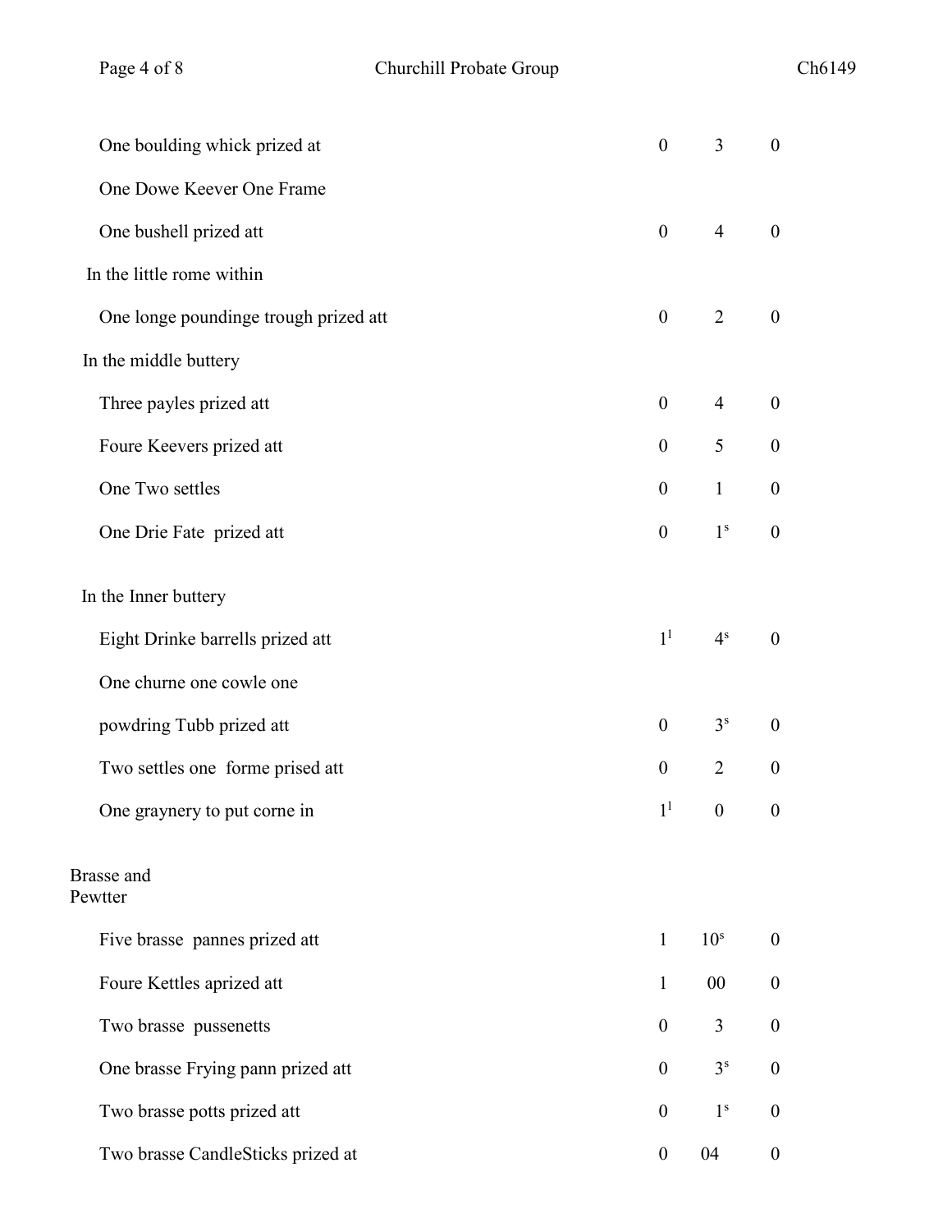| | | | |
|---|---|---|---|
| One boulding whick prized at | 0 | 3 | 0 |
| One Dowe Keever One Frame | | | |
| One bushell prized att | 0 | 4 | 0 |
| In the little rome within | | | |
| One longe poundinge trough prized att | 0 | 2 | 0 |
| In the middle buttery | | | |
| Three payles prized att | 0 | 4 | 0 |
| Foure Keevers prized att | 0 | 5 | 0 |
| One Two settles | 0 | 1 | 0 |
| One Drie Fate prized att | 0 | 1s | 0 |
| In the Inner buttery | | | |
| Eight Drinke barrells prized att | 1l | 4s | 0 |
| One churne one cowle one | | | |
| powdring Tubb prized att | 0 | 3s | 0 |
| Two settles one forme prised att | 0 | 2 | 0 |
| One graynery to put corne in | 1l | 0 | 0 |
| Brasse and Pewtter | | | |
| Five brasse pannes prized att | 1 | 10s | 0 |
| Foure Kettles aprized att | 1 | 00 | 0 |
| Two brasse pussenetts | 0 | 3 | 0 |
| One brasse Frying pann prized att | 0 | 3s | 0 |
| Two brasse potts prized att | 0 | 1s | 0 |
| Two brasse CandleSticks prized at | 0 | 04 | 0 |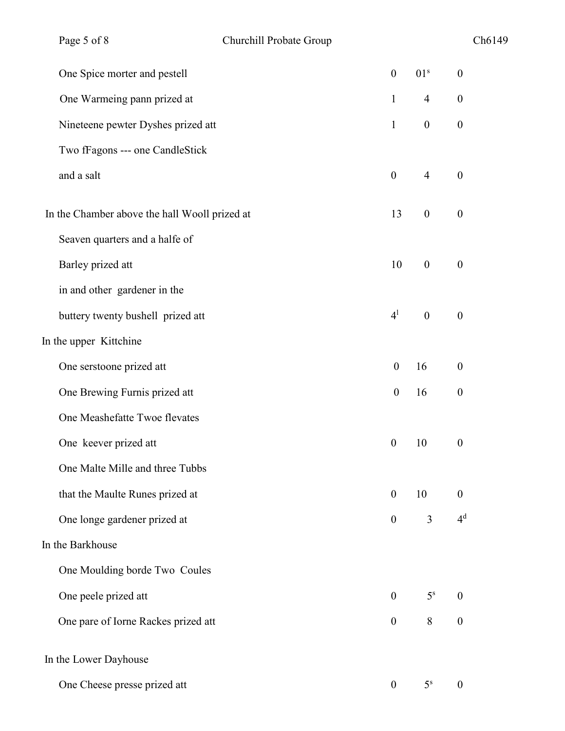| | | | |
|---|---|---|---|
| One Spice morter and pestell | 0 | 01[s] | 0 |
| One Warmeing pann prized at | 1 | 4 | 0 |
| Nineteene pewter Dyshes prized att | 1 | 0 | 0 |
| Two fFagons --- one CandleStick | | | |
| and a salt | 0 | 4 | 0 |
| In the Chamber above the hall Wooll prized at | 13 | 0 | 0 |
| Seaven quarters and a halfe of | | | |
| Barley prized att | 10 | 0 | 0 |
| in and other gardener in the | | | |
| buttery twenty bushell prized att | 4[l] | 0 | 0 |
| In the upper Kittchine | | | |
| One serstoone prized att | 0 | 16 | 0 |
| One Brewing Furnis prized att | 0 | 16 | 0 |
| One Meashefatte Twoe flevates | | | |
| One keever prized att | 0 | 10 | 0 |
| One Malte Mille and three Tubbs | | | |
| that the Maulte Runes prized at | 0 | 10 | 0 |
| One longe gardener prized at | 0 | 3 | 4[d] |
| In the Barkhouse | | | |
| One Moulding borde Two Coules | | | |
| One peele prized att | 0 | 5[s] | 0 |
| One pare of Iorne Rackes prized att | 0 | 8 | 0 |
| In the Lower Dayhouse | | | |
| One Cheese presse prized att | 0 | 5[s] | 0 |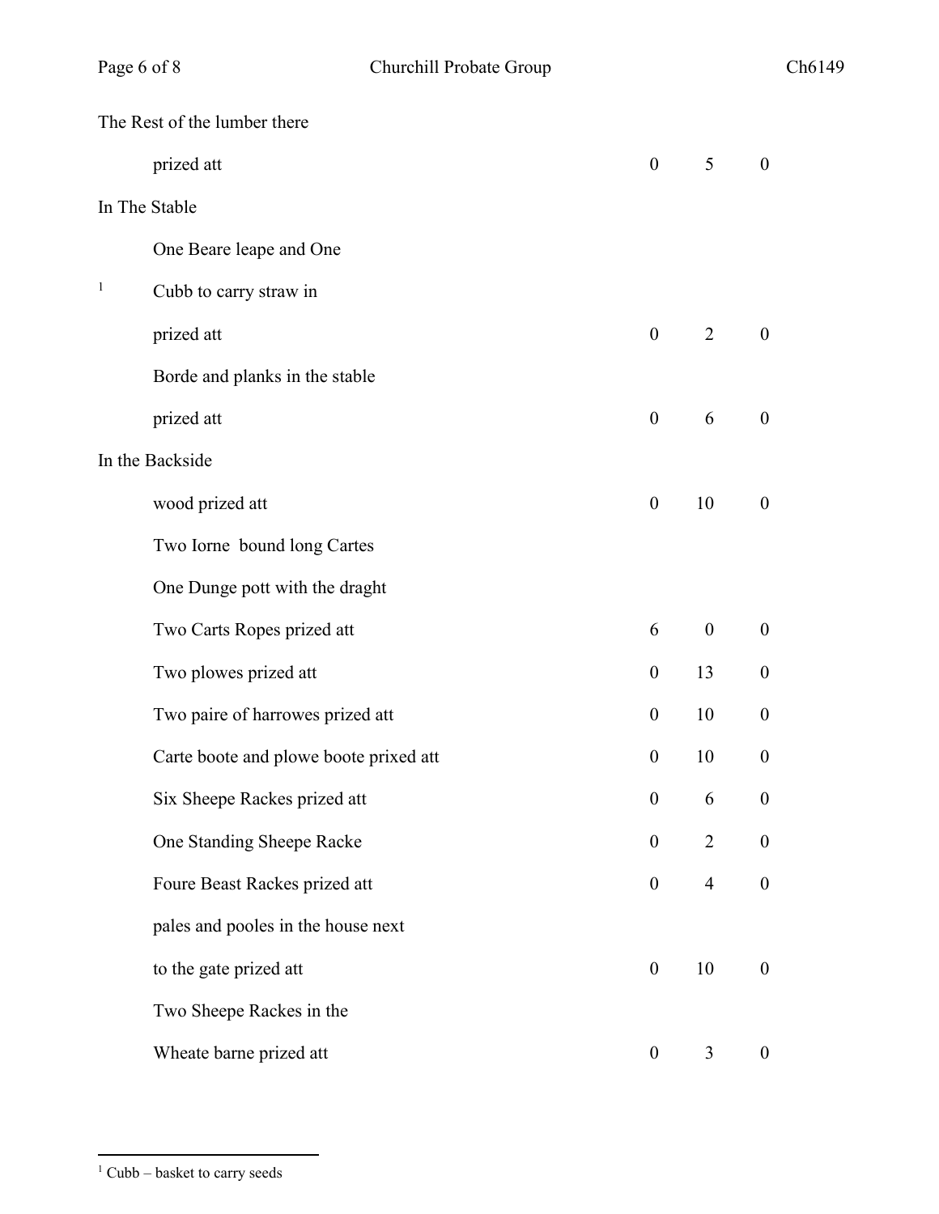| | £ | s | d |
|---|---|---|---|
| The Rest of the lumber there | | | |
| prized att | 0 | 5 | 0 |
| In The Stable | | | |
| One Beare leape and One | | | |
| Cubb[1] to carry straw in | | | |
| prized att | 0 | 2 | 0 |
| Borde and planks in the stable | | | |
| prized att | 0 | 6 | 0 |
| In the Backside | | | |
| wood prized att | 0 | 10 | 0 |
| Two Iorne bound long Cartes | | | |
| One Dunge pott with the draght | | | |
| Two Carts Ropes prized att | 6 | 0 | 0 |
| Two plowes prized att | 0 | 13 | 0 |
| Two paire of harrowes prized att | 0 | 10 | 0 |
| Carte boote and plowe boote prixed att | 0 | 10 | 0 |
| Six Sheepe Rackes prized att | 0 | 6 | 0 |
| One Standing Sheepe Racke | 0 | 2 | 0 |
| Foure Beast Rackes prized att | 0 | 4 | 0 |
| pales and pooles in the house next | | | |
| to the gate prized att | 0 | 10 | 0 |
| Two Sheepe Rackes in the | | | |
| Wheate barne prized att | 0 | 3 | 0 |

[1] Cubb – basket to carry seeds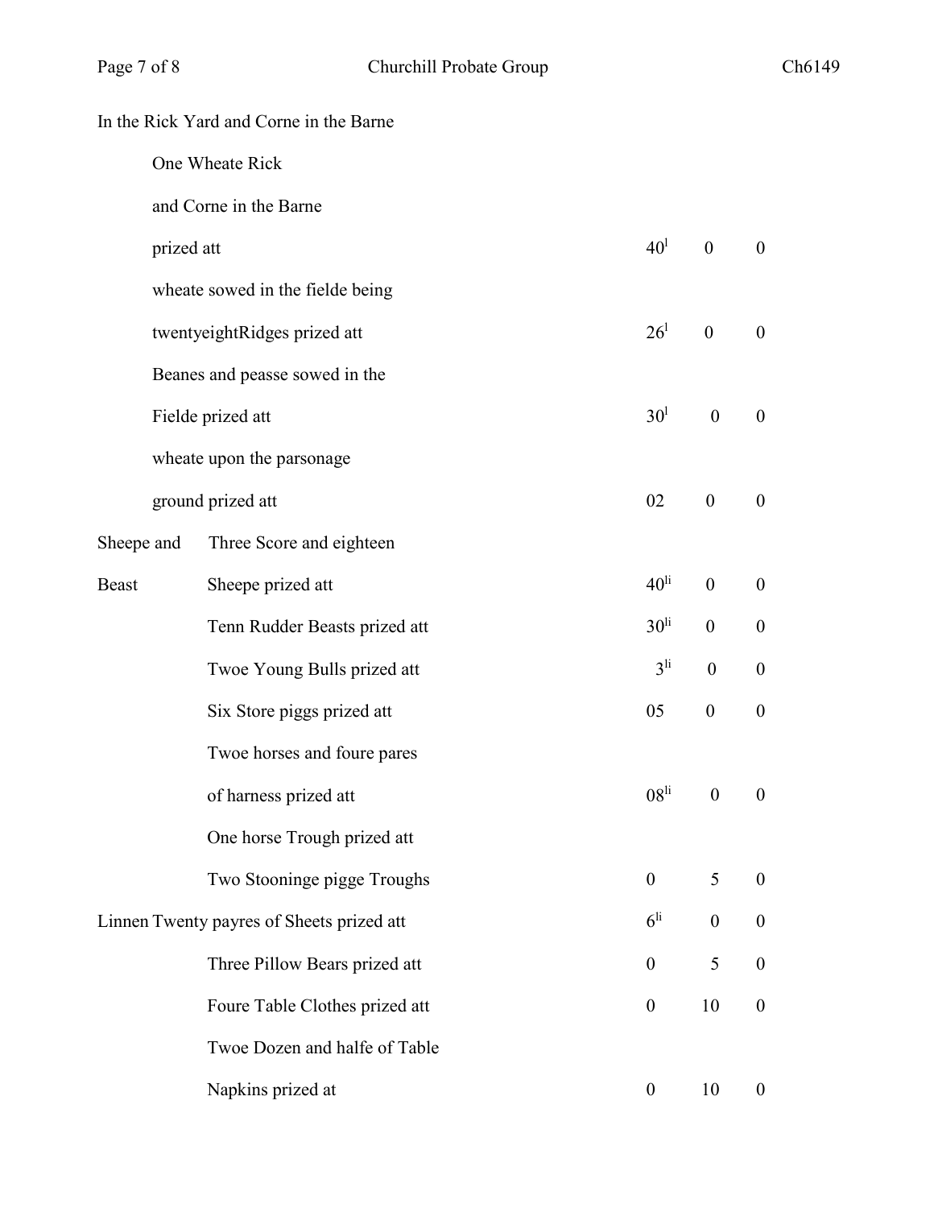In the Rick Yard and Corne in the Barne

| | | | | |
|---|---|---|---|---|
| | One Wheate Rick and Corne in the Barne prized att | 40[l] | 0 | 0 |
| | wheate sowed in the fielde being twentyeightRidges prized att | 26[l] | 0 | 0 |
| | Beanes and peasse sowed in the Fielde prized att | 30[l] | 0 | 0 |
| | wheate upon the parsonage ground prized att | 02 | 0 | 0 |
| Sheepe and Beast | Three Score and eighteen Sheepe prized att | 40[li] | 0 | 0 |
| | Tenn Rudder Beasts prized att | 30[li] | 0 | 0 |
| | Twoe Young Bulls prized att | 3[li] | 0 | 0 |
| | Six Store piggs prized att | 05 | 0 | 0 |
| | Twoe horses and foure pares of harness prized att | 08[li] | 0 | 0 |
| | One horse Trough prized att Two Stooninge pigge Troughs | 0 | 5 | 0 |
| Linnen | Twenty payres of Sheets prized att | 6[li] | 0 | 0 |
| | Three Pillow Bears prized att | 0 | 5 | 0 |
| | Foure Table Clothes prized att | 0 | 10 | 0 |
| | Twoe Dozen and halfe of Table Napkins prized at | 0 | 10 | 0 |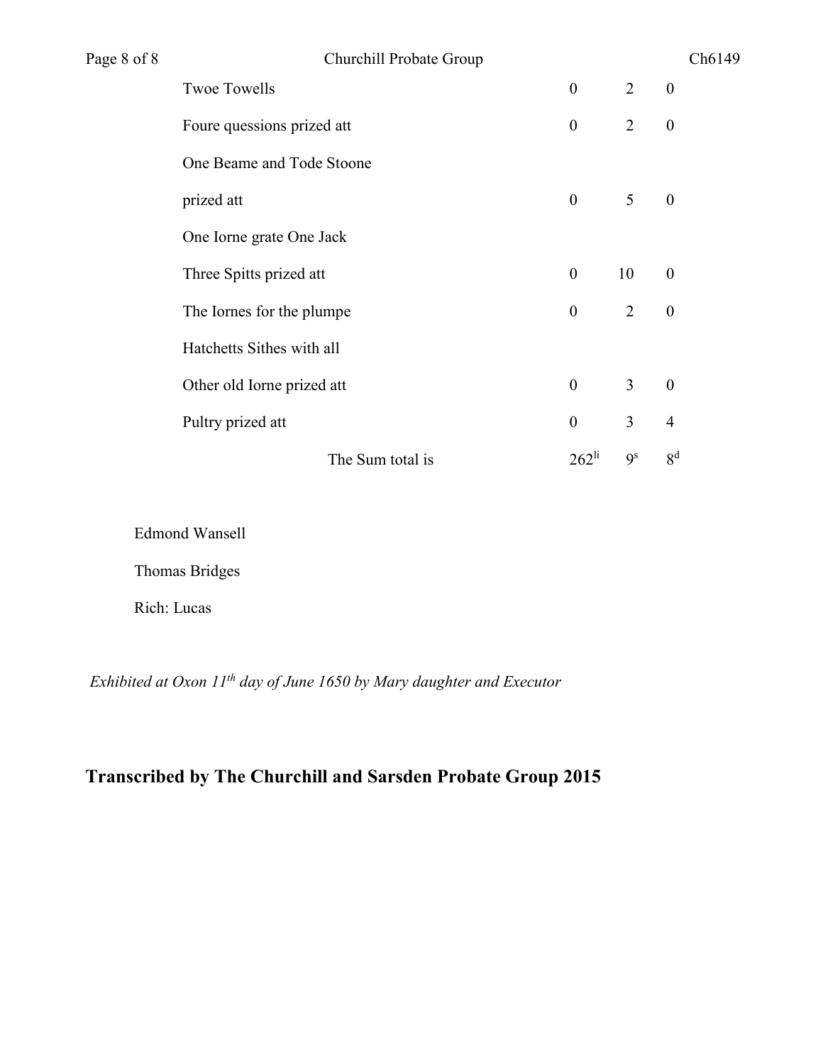| | | | |
|---|---|---|---|
| Twoe Towells | 0 | 2 | 0 |
| Foure quessions prized att | 0 | 2 | 0 |
| One Beame and Tode Stoone | | | |
| prized att | 0 | 5 | 0 |
| One Iorne grate One Jack | | | |
| Three Spitts prized att | 0 | 10 | 0 |
| The Iornes for the plumpe | 0 | 2 | 0 |
| Hatchetts Sithes with all | | | |
| Other old Iorne prized att | 0 | 3 | 0 |
| Pultry prized att | 0 | 3 | 4 |
| The Sum total is | 262[li] | 9[s] | 8[d] |

Edmond Wansell

Thomas Bridges

Rich: Lucas

*Exhibited at Oxon 11th day of June 1650 by Mary daughter and Executor*

**Transcribed by The Churchill and Sarsden Probate Group 2015**